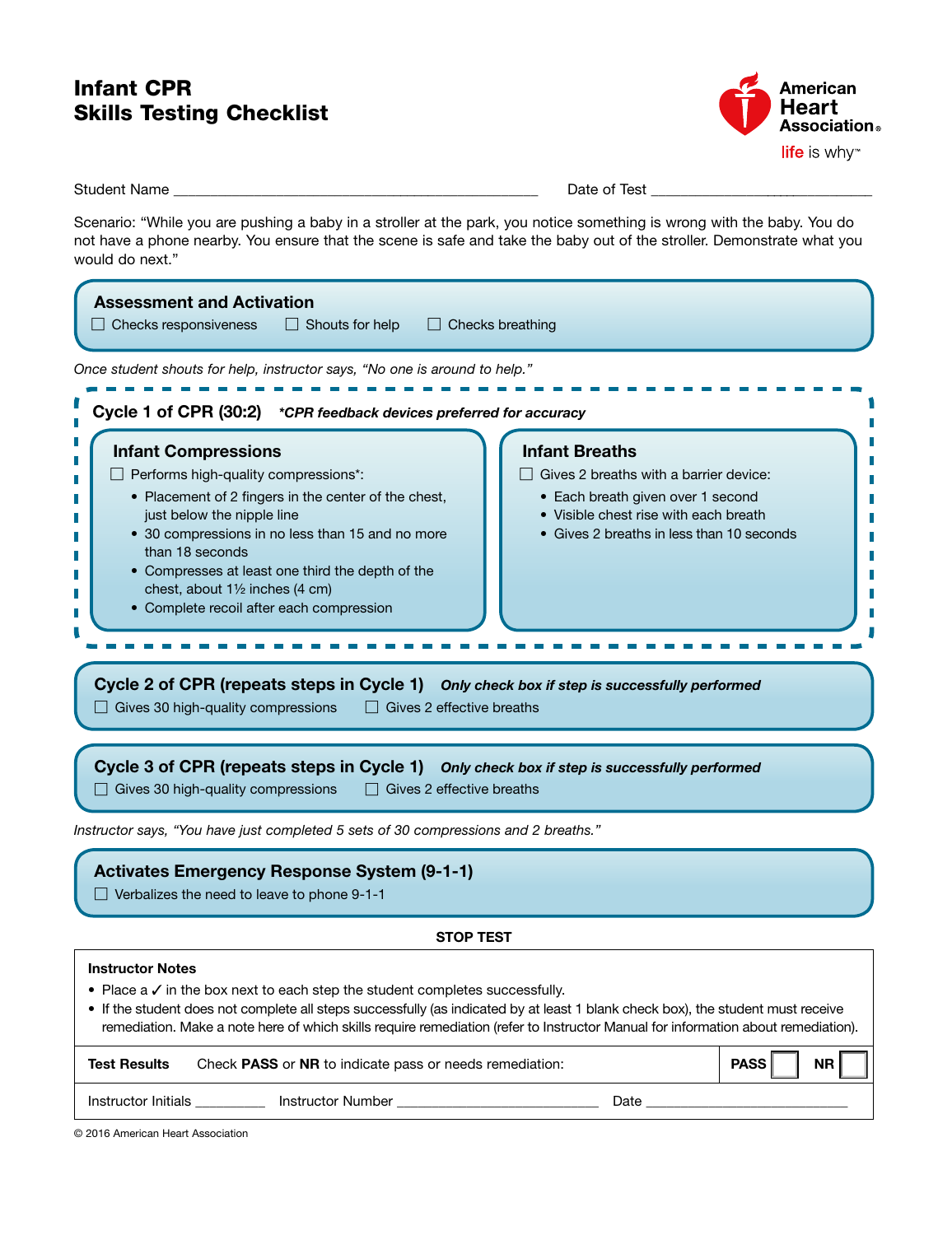# Infant CPR
# Skills Testing Checklist

American Heart Association
life is why™

Student Name ______________________________________________ Date of Test ______________________

Scenario: "While you are pushing a baby in a stroller at the park, you notice something is wrong with the baby. You do not have a phone nearby. You ensure that the scene is safe and take the baby out of the stroller. Demonstrate what you would do next."

## Assessment and Activation

☐ Checks responsiveness ☐ Shouts for help ☐ Checks breathing

*Once student shouts for help, instructor says, "No one is around to help."*

## Cycle 1 of CPR (30:2) ***CPR feedback devices preferred for accuracy***

### Infant Compressions

☐ Performs high-quality compressions*:

- Placement of 2 fingers in the center of the chest, just below the nipple line
- 30 compressions in no less than 15 and no more than 18 seconds
- Compresses at least one third the depth of the chest, about 1½ inches (4 cm)
- Complete recoil after each compression

### Infant Breaths

☐ Gives 2 breaths with a barrier device:

- Each breath given over 1 second
- Visible chest rise with each breath
- Gives 2 breaths in less than 10 seconds

## Cycle 2 of CPR (repeats steps in Cycle 1) ***Only check box if step is successfully performed***

☐ Gives 30 high-quality compressions ☐ Gives 2 effective breaths

## Cycle 3 of CPR (repeats steps in Cycle 1) ***Only check box if step is successfully performed***

☐ Gives 30 high-quality compressions ☐ Gives 2 effective breaths

*Instructor says, "You have just completed 5 sets of 30 compressions and 2 breaths."*

## Activates Emergency Response System (9-1-1)

☐ Verbalizes the need to leave to phone 9-1-1

**STOP TEST**

**Instructor Notes**

- Place a ✓ in the box next to each step the student completes successfully.
- If the student does not complete all steps successfully (as indicated by at least 1 blank check box), the student must receive remediation. Make a note here of which skills require remediation (refer to Instructor Manual for information about remediation).

**Test Results** Check **PASS** or **NR** to indicate pass or needs remediation: **PASS** ☐ **NR** ☐

Instructor Initials _________ Instructor Number __________________________ Date __________________________

© 2016 American Heart Association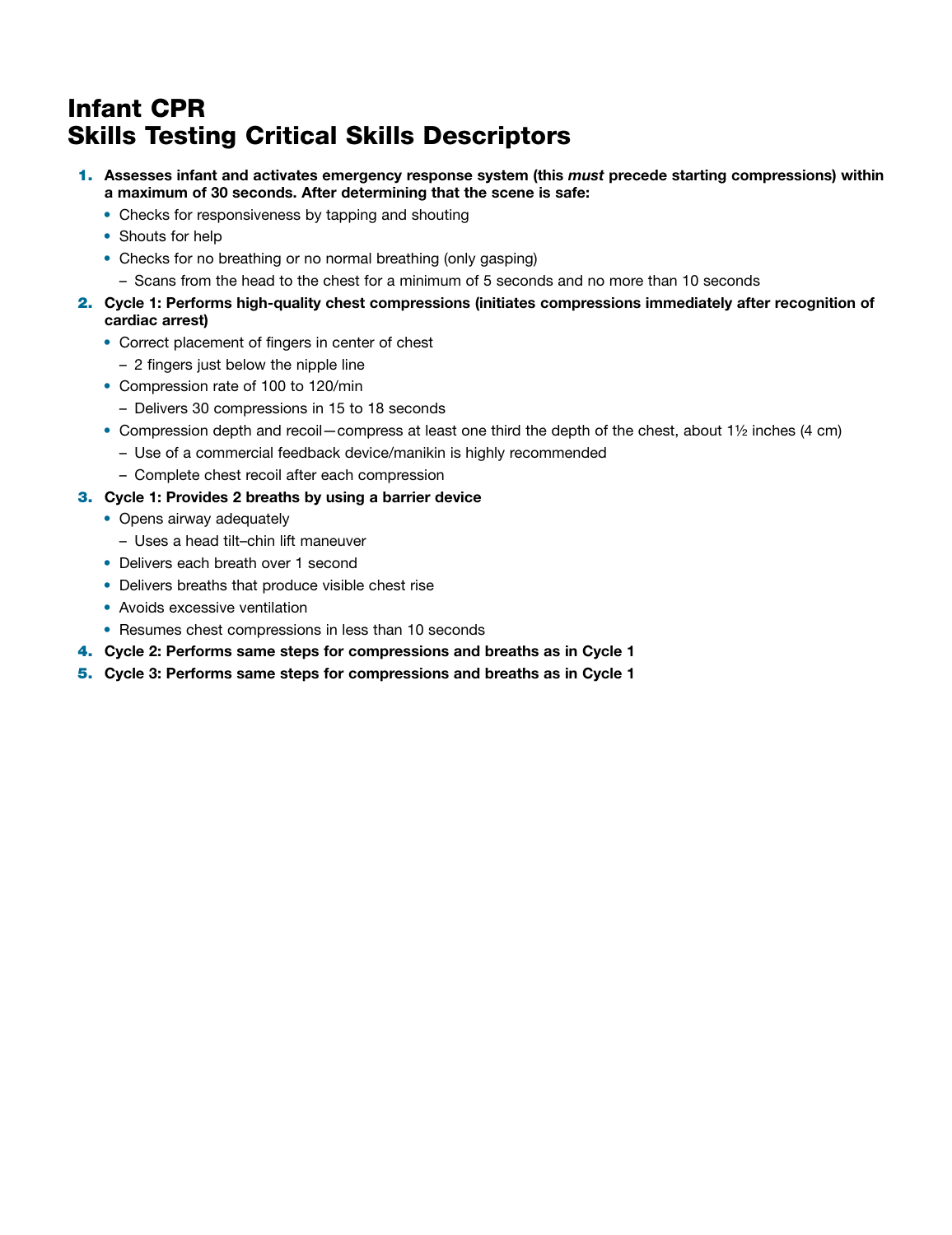# Infant CPR
# Skills Testing Critical Skills Descriptors

1. **Assesses infant and activates emergency response system (this *must* precede starting compressions) within a maximum of 30 seconds. After determining that the scene is safe:**
   - Checks for responsiveness by tapping and shouting
   - Shouts for help
   - Checks for no breathing or no normal breathing (only gasping)
     - Scans from the head to the chest for a minimum of 5 seconds and no more than 10 seconds
2. **Cycle 1: Performs high-quality chest compressions (initiates compressions immediately after recognition of cardiac arrest)**
   - Correct placement of fingers in center of chest
     - 2 fingers just below the nipple line
   - Compression rate of 100 to 120/min
     - Delivers 30 compressions in 15 to 18 seconds
   - Compression depth and recoil—compress at least one third the depth of the chest, about 1½ inches (4 cm)
     - Use of a commercial feedback device/manikin is highly recommended
     - Complete chest recoil after each compression
3. **Cycle 1: Provides 2 breaths by using a barrier device**
   - Opens airway adequately
     - Uses a head tilt–chin lift maneuver
   - Delivers each breath over 1 second
   - Delivers breaths that produce visible chest rise
   - Avoids excessive ventilation
   - Resumes chest compressions in less than 10 seconds
4. **Cycle 2: Performs same steps for compressions and breaths as in Cycle 1**
5. **Cycle 3: Performs same steps for compressions and breaths as in Cycle 1**